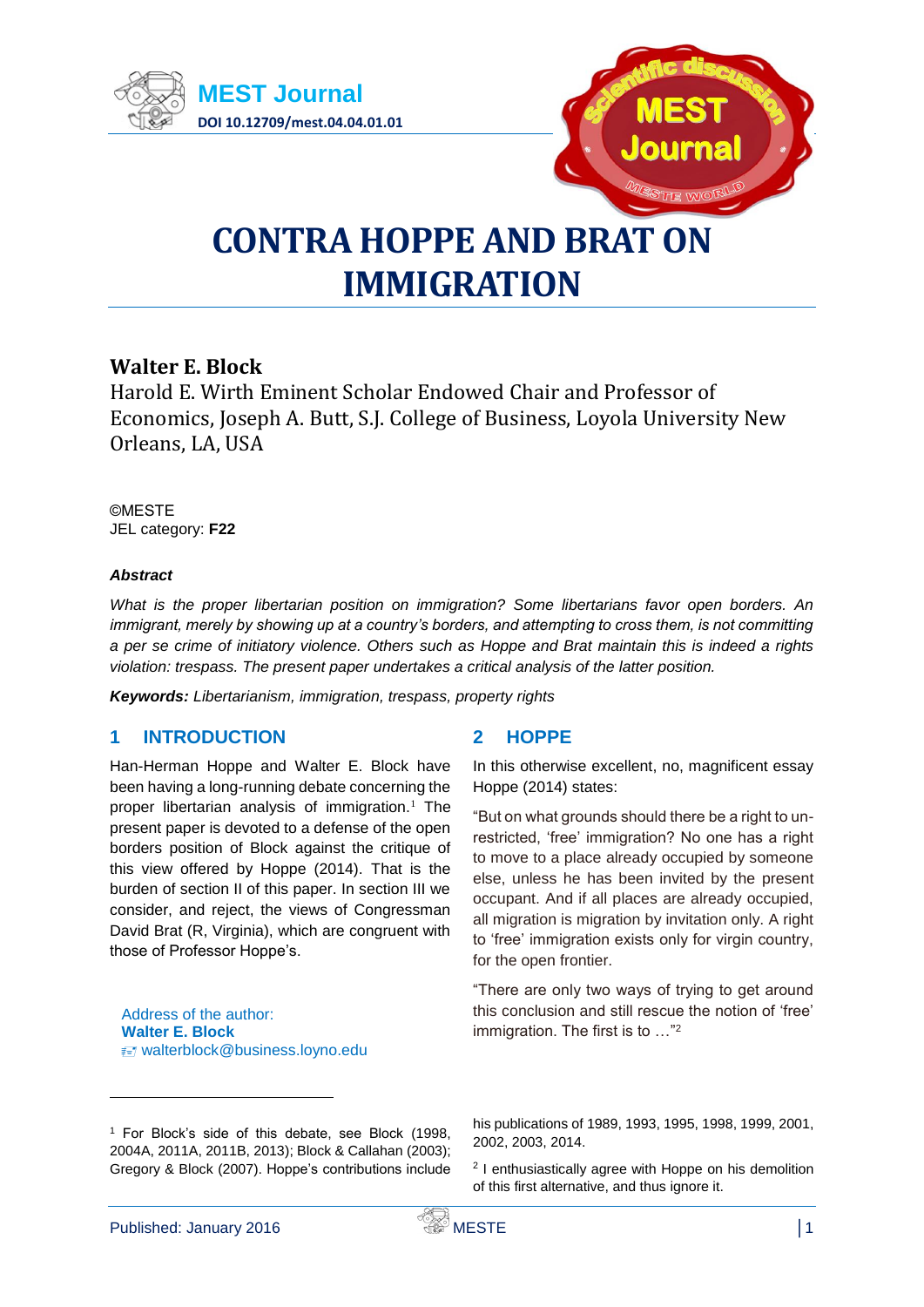# CONTRA HOPPE AND BRAT ON IMMIGRATION

**Walter E. Block**

Harold E. Wirth Eminent Scholar Endowed Chair and Professor of Economics, Joseph A. Butt, S.J. College of Business, Loyola University New Orleans, LA, USA

©MESTE
JEL category: **F22**

***Abstract***

*What is the proper libertarian position on immigration? Some libertarians favor open borders. An immigrant, merely by showing up at a country's borders, and attempting to cross them, is not committing a per se crime of initiatory violence. Others such as Hoppe and Brat maintain this is indeed a rights violation: trespass. The present paper undertakes a critical analysis of the latter position.*

***Keywords:*** *Libertarianism, immigration, trespass, property rights*

## 1 INTRODUCTION

Han-Herman Hoppe and Walter E. Block have been having a long-running debate concerning the proper libertarian analysis of immigration.[1] The present paper is devoted to a defense of the open borders position of Block against the critique of this view offered by Hoppe (2014). That is the burden of section II of this paper. In section III we consider, and reject, the views of Congressman David Brat (R, Virginia), which are congruent with those of Professor Hoppe's.

Address of the author:
**Walter E. Block**
walterblock@business.loyno.edu

## 2 HOPPE

In this otherwise excellent, no, magnificent essay Hoppe (2014) states:

"But on what grounds should there be a right to unrestricted, 'free' immigration? No one has a right to move to a place already occupied by someone else, unless he has been invited by the present occupant. And if all places are already occupied, all migration is migration by invitation only. A right to 'free' immigration exists only for virgin country, for the open frontier.

"There are only two ways of trying to get around this conclusion and still rescue the notion of 'free' immigration. The first is to …"[2]

---

[1] For Block's side of this debate, see Block (1998, 2004A, 2011A, 2011B, 2013); Block & Callahan (2003); Gregory & Block (2007). Hoppe's contributions include his publications of 1989, 1993, 1995, 1998, 1999, 2001, 2002, 2003, 2014.

[2] I enthusiastically agree with Hoppe on his demolition of this first alternative, and thus ignore it.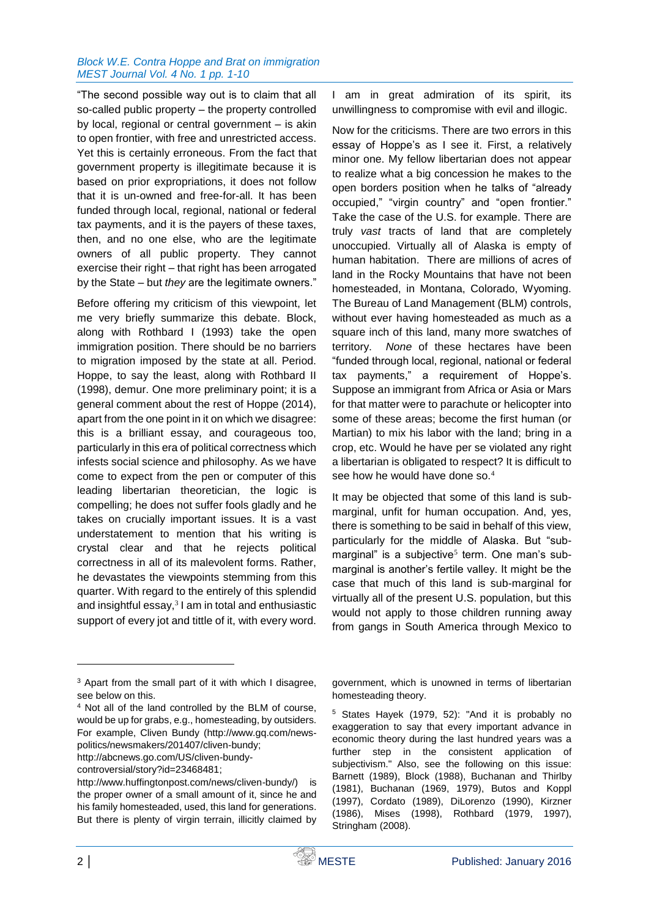"The second possible way out is to claim that all so-called public property – the property controlled by local, regional or central government – is akin to open frontier, with free and unrestricted access. Yet this is certainly erroneous. From the fact that government property is illegitimate because it is based on prior expropriations, it does not follow that it is un-owned and free-for-all. It has been funded through local, regional, national or federal tax payments, and it is the payers of these taxes, then, and no one else, who are the legitimate owners of all public property. They cannot exercise their right – that right has been arrogated by the State – but *they* are the legitimate owners."

Before offering my criticism of this viewpoint, let me very briefly summarize this debate. Block, along with Rothbard I (1993) take the open immigration position. There should be no barriers to migration imposed by the state at all. Period. Hoppe, to say the least, along with Rothbard II (1998), demur. One more preliminary point; it is a general comment about the rest of Hoppe (2014), apart from the one point in it on which we disagree: this is a brilliant essay, and courageous too, particularly in this era of political correctness which infests social science and philosophy. As we have come to expect from the pen or computer of this leading libertarian theoretician, the logic is compelling; he does not suffer fools gladly and he takes on crucially important issues. It is a vast understatement to mention that his writing is crystal clear and that he rejects political correctness in all of its malevolent forms. Rather, he devastates the viewpoints stemming from this quarter. With regard to the entirely of this splendid and insightful essay,[3] I am in total and enthusiastic support of every jot and tittle of it, with every word. I am in great admiration of its spirit, its unwillingness to compromise with evil and illogic.

Now for the criticisms. There are two errors in this essay of Hoppe's as I see it. First, a relatively minor one. My fellow libertarian does not appear to realize what a big concession he makes to the open borders position when he talks of "already occupied," "virgin country" and "open frontier." Take the case of the U.S. for example. There are truly *vast* tracts of land that are completely unoccupied. Virtually all of Alaska is empty of human habitation. There are millions of acres of land in the Rocky Mountains that have not been homesteaded, in Montana, Colorado, Wyoming. The Bureau of Land Management (BLM) controls, without ever having homesteaded as much as a square inch of this land, many more swatches of territory. *None* of these hectares have been "funded through local, regional, national or federal tax payments," a requirement of Hoppe's. Suppose an immigrant from Africa or Asia or Mars for that matter were to parachute or helicopter into some of these areas; become the first human (or Martian) to mix his labor with the land; bring in a crop, etc. Would he have per se violated any right a libertarian is obligated to respect? It is difficult to see how he would have done so.[4]

It may be objected that some of this land is sub-marginal, unfit for human occupation. And, yes, there is something to be said in behalf of this view, particularly for the middle of Alaska. But "sub-marginal" is a subjective[5] term. One man's sub-marginal is another's fertile valley. It might be the case that much of this land is sub-marginal for virtually all of the present U.S. population, but this would not apply to those children running away from gangs in South America through Mexico to

---

[3] Apart from the small part of it with which I disagree, see below on this.

[4] Not all of the land controlled by the BLM of course, would be up for grabs, e.g., homesteading, by outsiders. For example, Cliven Bundy (http://www.gq.com/news-politics/newsmakers/201407/cliven-bundy; http://abcnews.go.com/US/cliven-bundy-controversial/story?id=23468481; http://www.huffingtonpost.com/news/cliven-bundy/) is the proper owner of a small amount of it, since he and his family homesteaded, used, this land for generations. But there is plenty of virgin terrain, illicitly claimed by government, which is unowned in terms of libertarian homesteading theory.

[5] States Hayek (1979, 52): "And it is probably no exaggeration to say that every important advance in economic theory during the last hundred years was a further step in the consistent application of subjectivism." Also, see the following on this issue: Barnett (1989), Block (1988), Buchanan and Thirlby (1981), Buchanan (1969, 1979), Butos and Koppl (1997), Cordato (1989), DiLorenzo (1990), Kirzner (1986), Mises (1998), Rothbard (1979, 1997), Stringham (2008).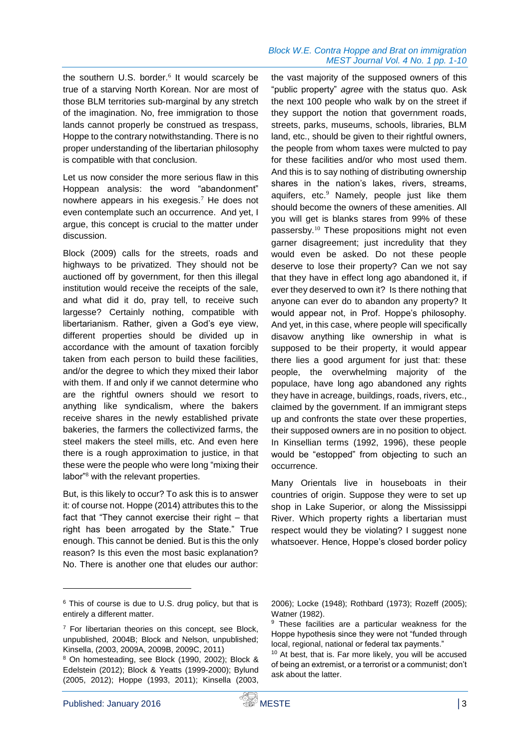the southern U.S. border.[6] It would scarcely be true of a starving North Korean. Nor are most of those BLM territories sub-marginal by any stretch of the imagination. No, free immigration to those lands cannot properly be construed as trespass, Hoppe to the contrary notwithstanding. There is no proper understanding of the libertarian philosophy is compatible with that conclusion.

Let us now consider the more serious flaw in this Hoppean analysis: the word "abandonment" nowhere appears in his exegesis.[7] He does not even contemplate such an occurrence. And yet, I argue, this concept is crucial to the matter under discussion.

Block (2009) calls for the streets, roads and highways to be privatized. They should not be auctioned off by government, for then this illegal institution would receive the receipts of the sale, and what did it do, pray tell, to receive such largesse? Certainly nothing, compatible with libertarianism. Rather, given a God's eye view, different properties should be divided up in accordance with the amount of taxation forcibly taken from each person to build these facilities, and/or the degree to which they mixed their labor with them. If and only if we cannot determine who are the rightful owners should we resort to anything like syndicalism, where the bakers receive shares in the newly established private bakeries, the farmers the collectivized farms, the steel makers the steel mills, etc. And even here there is a rough approximation to justice, in that these were the people who were long "mixing their labor"[8] with the relevant properties.

But, is this likely to occur? To ask this is to answer it: of course not. Hoppe (2014) attributes this to the fact that "They cannot exercise their right – that right has been arrogated by the State." True enough. This cannot be denied. But is this the only reason? Is this even the most basic explanation? No. There is another one that eludes our author: the vast majority of the supposed owners of this "public property" *agree* with the status quo. Ask the next 100 people who walk by on the street if they support the notion that government roads, streets, parks, museums, schools, libraries, BLM land, etc., should be given to their rightful owners, the people from whom taxes were mulcted to pay for these facilities and/or who most used them. And this is to say nothing of distributing ownership shares in the nation's lakes, rivers, streams, aquifers, etc.[9] Namely, people just like them should become the owners of these amenities. All you will get is blanks stares from 99% of these passersby.[10] These propositions might not even garner disagreement; just incredulity that they would even be asked. Do not these people deserve to lose their property? Can we not say that they have in effect long ago abandoned it, if ever they deserved to own it? Is there nothing that anyone can ever do to abandon any property? It would appear not, in Prof. Hoppe's philosophy. And yet, in this case, where people will specifically disavow anything like ownership in what is supposed to be their property, it would appear there lies a good argument for just that: these people, the overwhelming majority of the populace, have long ago abandoned any rights they have in acreage, buildings, roads, rivers, etc., claimed by the government. If an immigrant steps up and confronts the state over these properties, their supposed owners are in no position to object. In Kinsellian terms (1992, 1996), these people would be "estopped" from objecting to such an occurrence.

Many Orientals live in houseboats in their countries of origin. Suppose they were to set up shop in Lake Superior, or along the Mississippi River. Which property rights a libertarian must respect would they be violating? I suggest none whatsoever. Hence, Hoppe's closed border policy

---

[6] This of course is due to U.S. drug policy, but that is entirely a different matter.

[7] For libertarian theories on this concept, see Block, unpublished, 2004B; Block and Nelson, unpublished; Kinsella, (2003, 2009A, 2009B, 2009C, 2011)

[8] On homesteading, see Block (1990, 2002); Block & Edelstein (2012); Block & Yeatts (1999-2000); Bylund (2005, 2012); Hoppe (1993, 2011); Kinsella (2003, 2006); Locke (1948); Rothbard (1973); Rozeff (2005); Watner (1982).

[9] These facilities are a particular weakness for the Hoppe hypothesis since they were not "funded through local, regional, national or federal tax payments."

[10] At best, that is. Far more likely, you will be accused of being an extremist, or a terrorist or a communist; don't ask about the latter.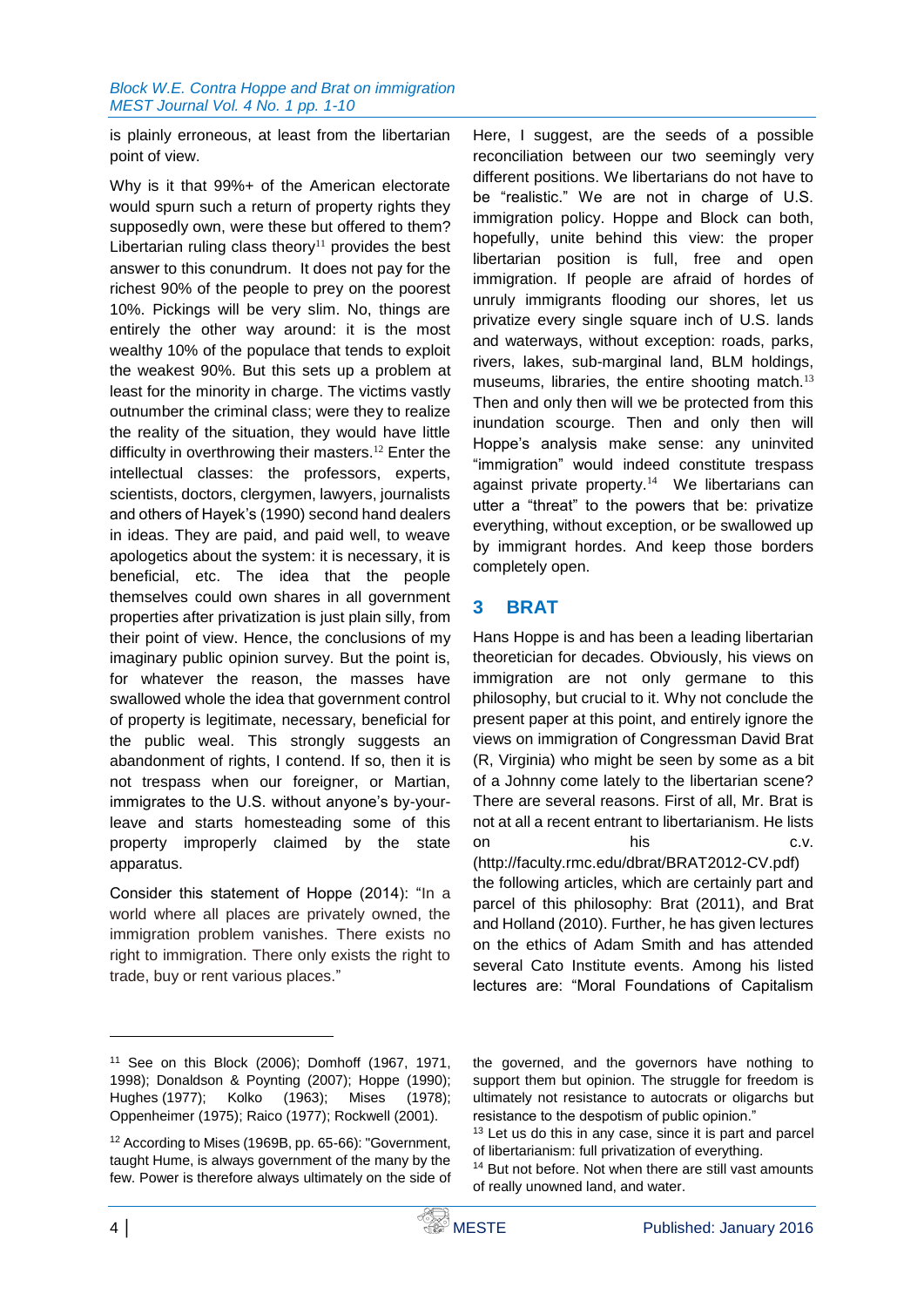is plainly erroneous, at least from the libertarian point of view.

Why is it that 99%+ of the American electorate would spurn such a return of property rights they supposedly own, were these but offered to them? Libertarian ruling class theory[11] provides the best answer to this conundrum. It does not pay for the richest 90% of the people to prey on the poorest 10%. Pickings will be very slim. No, things are entirely the other way around: it is the most wealthy 10% of the populace that tends to exploit the weakest 90%. But this sets up a problem at least for the minority in charge. The victims vastly outnumber the criminal class; were they to realize the reality of the situation, they would have little difficulty in overthrowing their masters.[12] Enter the intellectual classes: the professors, experts, scientists, doctors, clergymen, lawyers, journalists and others of Hayek's (1990) second hand dealers in ideas. They are paid, and paid well, to weave apologetics about the system: it is necessary, it is beneficial, etc. The idea that the people themselves could own shares in all government properties after privatization is just plain silly, from their point of view. Hence, the conclusions of my imaginary public opinion survey. But the point is, for whatever the reason, the masses have swallowed whole the idea that government control of property is legitimate, necessary, beneficial for the public weal. This strongly suggests an abandonment of rights, I contend. If so, then it is not trespass when our foreigner, or Martian, immigrates to the U.S. without anyone's by-your-leave and starts homesteading some of this property improperly claimed by the state apparatus.

Consider this statement of Hoppe (2014): "In a world where all places are privately owned, the immigration problem vanishes. There exists no right to immigration. There only exists the right to trade, buy or rent various places."

Here, I suggest, are the seeds of a possible reconciliation between our two seemingly very different positions. We libertarians do not have to be "realistic." We are not in charge of U.S. immigration policy. Hoppe and Block can both, hopefully, unite behind this view: the proper libertarian position is full, free and open immigration. If people are afraid of hordes of unruly immigrants flooding our shores, let us privatize every single square inch of U.S. lands and waterways, without exception: roads, parks, rivers, lakes, sub-marginal land, BLM holdings, museums, libraries, the entire shooting match.[13] Then and only then will we be protected from this inundation scourge. Then and only then will Hoppe's analysis make sense: any uninvited "immigration" would indeed constitute trespass against private property.[14] We libertarians can utter a "threat" to the powers that be: privatize everything, without exception, or be swallowed up by immigrant hordes. And keep those borders completely open.

## 3 BRAT

Hans Hoppe is and has been a leading libertarian theoretician for decades. Obviously, his views on immigration are not only germane to this philosophy, but crucial to it. Why not conclude the present paper at this point, and entirely ignore the views on immigration of Congressman David Brat (R, Virginia) who might be seen by some as a bit of a Johnny come lately to the libertarian scene? There are several reasons. First of all, Mr. Brat is not at all a recent entrant to libertarianism. He lists on his c.v. (http://faculty.rmc.edu/dbrat/BRAT2012-CV.pdf) the following articles, which are certainly part and parcel of this philosophy: Brat (2011), and Brat and Holland (2010). Further, he has given lectures on the ethics of Adam Smith and has attended several Cato Institute events. Among his listed lectures are: "Moral Foundations of Capitalism

---

[11] See on this Block (2006); Domhoff (1967, 1971, 1998); Donaldson & Poynting (2007); Hoppe (1990); Hughes (1977); Kolko (1963); Mises (1978); Oppenheimer (1975); Raico (1977); Rockwell (2001).

[12] According to Mises (1969B, pp. 65-66): "Government, taught Hume, is always government of the many by the few. Power is therefore always ultimately on the side of the governed, and the governors have nothing to support them but opinion. The struggle for freedom is ultimately not resistance to autocrats or oligarchs but resistance to the despotism of public opinion."

[13] Let us do this in any case, since it is part and parcel of libertarianism: full privatization of everything.

[14] But not before. Not when there are still vast amounts of really unowned land, and water.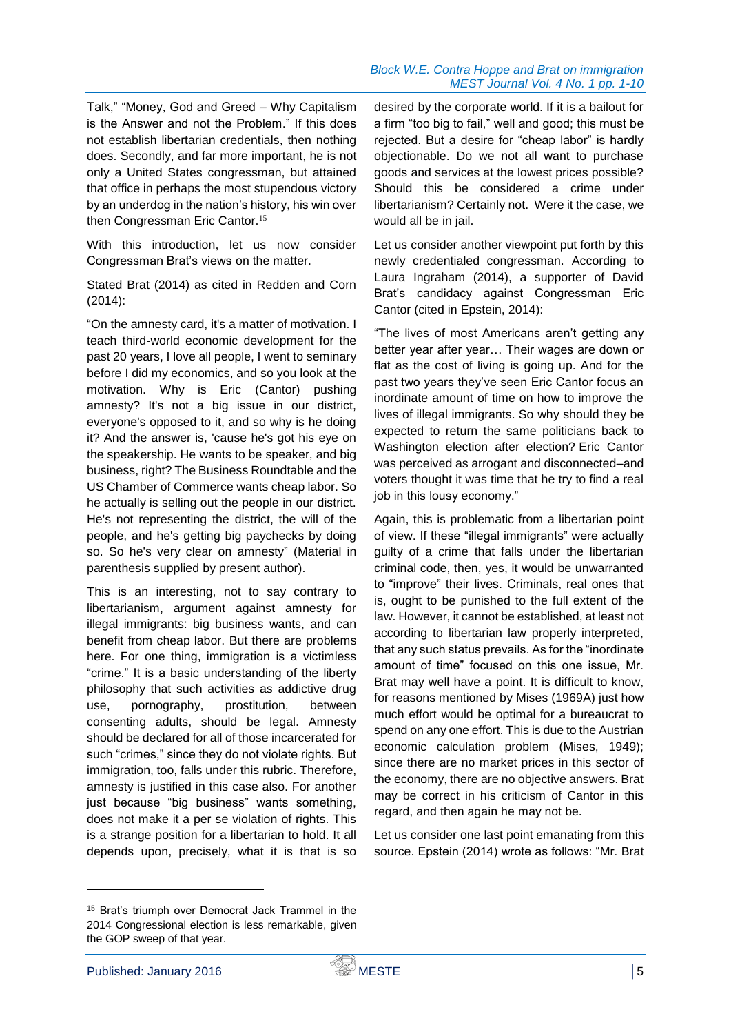Talk," "Money, God and Greed – Why Capitalism is the Answer and not the Problem." If this does not establish libertarian credentials, then nothing does. Secondly, and far more important, he is not only a United States congressman, but attained that office in perhaps the most stupendous victory by an underdog in the nation's history, his win over then Congressman Eric Cantor.[15]

With this introduction, let us now consider Congressman Brat's views on the matter.

Stated Brat (2014) as cited in Redden and Corn (2014):

"On the amnesty card, it's a matter of motivation. I teach third-world economic development for the past 20 years, I love all people, I went to seminary before I did my economics, and so you look at the motivation. Why is Eric (Cantor) pushing amnesty? It's not a big issue in our district, everyone's opposed to it, and so why is he doing it? And the answer is, 'cause he's got his eye on the speakership. He wants to be speaker, and big business, right? The Business Roundtable and the US Chamber of Commerce wants cheap labor. So he actually is selling out the people in our district. He's not representing the district, the will of the people, and he's getting big paychecks by doing so. So he's very clear on amnesty" (Material in parenthesis supplied by present author).

This is an interesting, not to say contrary to libertarianism, argument against amnesty for illegal immigrants: big business wants, and can benefit from cheap labor. But there are problems here. For one thing, immigration is a victimless "crime." It is a basic understanding of the liberty philosophy that such activities as addictive drug use, pornography, prostitution, between consenting adults, should be legal. Amnesty should be declared for all of those incarcerated for such "crimes," since they do not violate rights. But immigration, too, falls under this rubric. Therefore, amnesty is justified in this case also. For another just because "big business" wants something, does not make it a per se violation of rights. This is a strange position for a libertarian to hold. It all depends upon, precisely, what it is that is so desired by the corporate world. If it is a bailout for a firm "too big to fail," well and good; this must be rejected. But a desire for "cheap labor" is hardly objectionable. Do we not all want to purchase goods and services at the lowest prices possible? Should this be considered a crime under libertarianism? Certainly not. Were it the case, we would all be in jail.

Let us consider another viewpoint put forth by this newly credentialed congressman. According to Laura Ingraham (2014), a supporter of David Brat's candidacy against Congressman Eric Cantor (cited in Epstein, 2014):

"The lives of most Americans aren't getting any better year after year… Their wages are down or flat as the cost of living is going up. And for the past two years they've seen Eric Cantor focus an inordinate amount of time on how to improve the lives of illegal immigrants. So why should they be expected to return the same politicians back to Washington election after election? Eric Cantor was perceived as arrogant and disconnected–and voters thought it was time that he try to find a real job in this lousy economy."

Again, this is problematic from a libertarian point of view. If these "illegal immigrants" were actually guilty of a crime that falls under the libertarian criminal code, then, yes, it would be unwarranted to "improve" their lives. Criminals, real ones that is, ought to be punished to the full extent of the law. However, it cannot be established, at least not according to libertarian law properly interpreted, that any such status prevails. As for the "inordinate amount of time" focused on this one issue, Mr. Brat may well have a point. It is difficult to know, for reasons mentioned by Mises (1969A) just how much effort would be optimal for a bureaucrat to spend on any one effort. This is due to the Austrian economic calculation problem (Mises, 1949); since there are no market prices in this sector of the economy, there are no objective answers. Brat may be correct in his criticism of Cantor in this regard, and then again he may not be.

Let us consider one last point emanating from this source. Epstein (2014) wrote as follows: "Mr. Brat

---

[15] Brat's triumph over Democrat Jack Trammel in the 2014 Congressional election is less remarkable, given the GOP sweep of that year.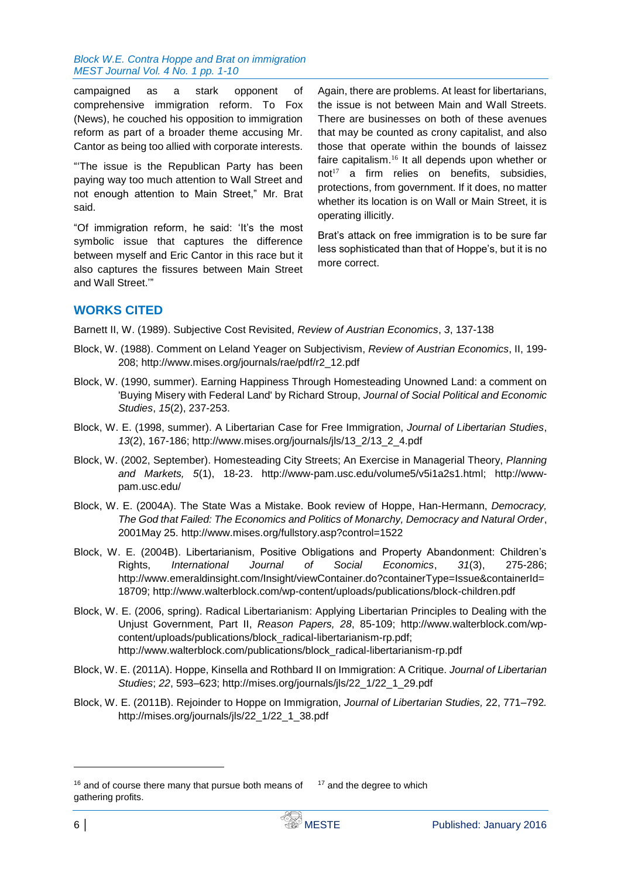campaigned as a stark opponent of comprehensive immigration reform. To Fox (News), he couched his opposition to immigration reform as part of a broader theme accusing Mr. Cantor as being too allied with corporate interests.

"'The issue is the Republican Party has been paying way too much attention to Wall Street and not enough attention to Main Street," Mr. Brat said.

"Of immigration reform, he said: 'It's the most symbolic issue that captures the difference between myself and Eric Cantor in this race but it also captures the fissures between Main Street and Wall Street.'"

Again, there are problems. At least for libertarians, the issue is not between Main and Wall Streets. There are businesses on both of these avenues that may be counted as crony capitalist, and also those that operate within the bounds of laissez faire capitalism.[16] It all depends upon whether or not[17] a firm relies on benefits, subsidies, protections, from government. If it does, no matter whether its location is on Wall or Main Street, it is operating illicitly.

Brat's attack on free immigration is to be sure far less sophisticated than that of Hoppe's, but it is no more correct.

## WORKS CITED

Barnett II, W. (1989). Subjective Cost Revisited, *Review of Austrian Economics*, *3*, 137-138

Block, W. (1988). Comment on Leland Yeager on Subjectivism, *Review of Austrian Economics*, II, 199-208; http://www.mises.org/journals/rae/pdf/r2_12.pdf

Block, W. (1990, summer). Earning Happiness Through Homesteading Unowned Land: a comment on 'Buying Misery with Federal Land' by Richard Stroup, *Journal of Social Political and Economic Studies*, *15*(2), 237-253.

Block, W. E. (1998, summer). A Libertarian Case for Free Immigration, *Journal of Libertarian Studies*, *13*(2), 167-186; http://www.mises.org/journals/jls/13_2/13_2_4.pdf

Block, W. (2002, September). Homesteading City Streets; An Exercise in Managerial Theory, *Planning and Markets, 5*(1), 18-23. http://www-pam.usc.edu/volume5/v5i1a2s1.html; http://www-pam.usc.edu/

Block, W. E. (2004A). The State Was a Mistake. Book review of Hoppe, Han-Hermann, *Democracy, The God that Failed: The Economics and Politics of Monarchy, Democracy and Natural Order*, 2001May 25. http://www.mises.org/fullstory.asp?control=1522

Block, W. E. (2004B). Libertarianism, Positive Obligations and Property Abandonment: Children's Rights, *International Journal of Social Economics*, *31*(3), 275-286; http://www.emeraldinsight.com/Insight/viewContainer.do?containerType=Issue&containerId=18709; http://www.walterblock.com/wp-content/uploads/publications/block-children.pdf

Block, W. E. (2006, spring). Radical Libertarianism: Applying Libertarian Principles to Dealing with the Unjust Government, Part II, *Reason Papers, 28*, 85-109; http://www.walterblock.com/wp-content/uploads/publications/block_radical-libertarianism-rp.pdf; http://www.walterblock.com/publications/block_radical-libertarianism-rp.pdf

Block, W. E. (2011A). Hoppe, Kinsella and Rothbard II on Immigration: A Critique. *Journal of Libertarian Studies*; *22*, 593–623; http://mises.org/journals/jls/22_1/22_1_29.pdf

Block, W. E. (2011B). Rejoinder to Hoppe on Immigration, *Journal of Libertarian Studies,* 22, 771–792*.* http://mises.org/journals/jls/22_1/22_1_38.pdf

---

[16] and of course there many that pursue both means of gathering profits.

[17] and the degree to which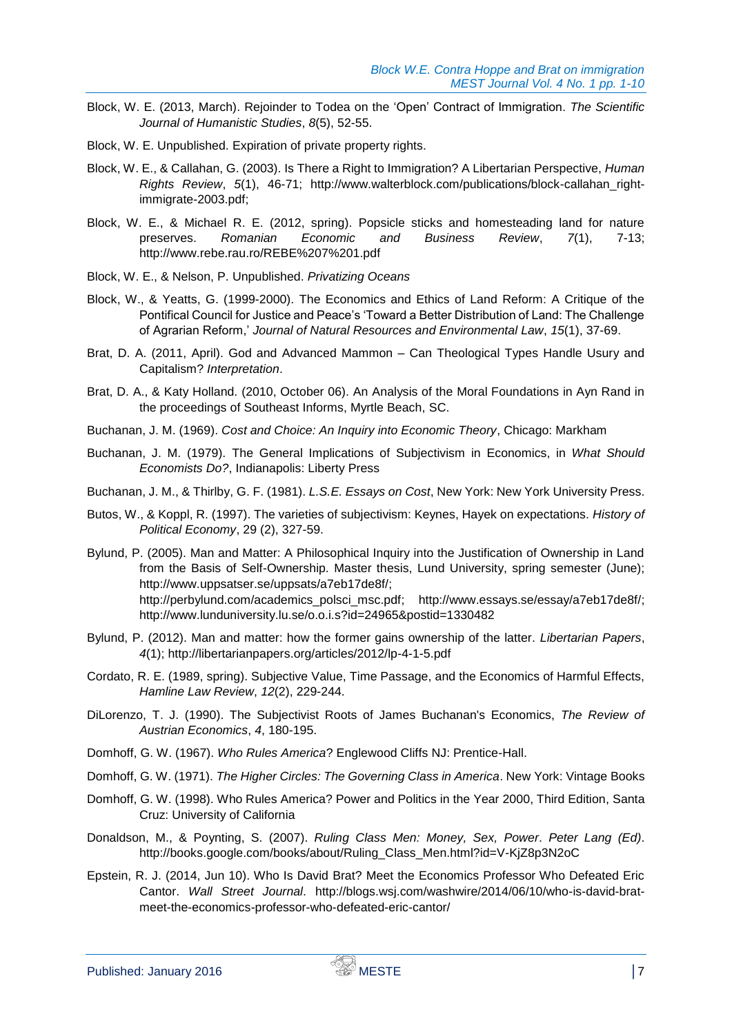Block, W. E. (2013, March). Rejoinder to Todea on the 'Open' Contract of Immigration. *The Scientific Journal of Humanistic Studies*, *8*(5), 52-55.

Block, W. E. Unpublished. Expiration of private property rights.

Block, W. E., & Callahan, G. (2003). Is There a Right to Immigration? A Libertarian Perspective, *Human Rights Review*, *5*(1), 46-71; http://www.walterblock.com/publications/block-callahan_right-immigrate-2003.pdf;

Block, W. E., & Michael R. E. (2012, spring). Popsicle sticks and homesteading land for nature preserves. *Romanian Economic and Business Review*, *7*(1), 7-13; http://www.rebe.rau.ro/REBE%207%201.pdf

Block, W. E., & Nelson, P. Unpublished. *Privatizing Oceans*

Block, W., & Yeatts, G. (1999-2000). The Economics and Ethics of Land Reform: A Critique of the Pontifical Council for Justice and Peace's 'Toward a Better Distribution of Land: The Challenge of Agrarian Reform,' *Journal of Natural Resources and Environmental Law*, *15*(1), 37-69.

Brat, D. A. (2011, April). God and Advanced Mammon – Can Theological Types Handle Usury and Capitalism? *Interpretation*.

Brat, D. A., & Katy Holland. (2010, October 06). An Analysis of the Moral Foundations in Ayn Rand in the proceedings of Southeast Informs, Myrtle Beach, SC.

Buchanan, J. M. (1969). *Cost and Choice: An Inquiry into Economic Theory*, Chicago: Markham

Buchanan, J. M. (1979). The General Implications of Subjectivism in Economics, in *What Should Economists Do?*, Indianapolis: Liberty Press

Buchanan, J. M., & Thirlby, G. F. (1981). *L.S.E. Essays on Cost*, New York: New York University Press.

Butos, W., & Koppl, R. (1997). The varieties of subjectivism: Keynes, Hayek on expectations. *History of Political Economy*, 29 (2), 327-59.

Bylund, P. (2005). Man and Matter: A Philosophical Inquiry into the Justification of Ownership in Land from the Basis of Self-Ownership. Master thesis, Lund University, spring semester (June); http://www.uppsatser.se/uppsats/a7eb17de8f/; http://perbylund.com/academics_polsci_msc.pdf; http://www.essays.se/essay/a7eb17de8f/; http://www.lunduniversity.lu.se/o.o.i.s?id=24965&postid=1330482

Bylund, P. (2012). Man and matter: how the former gains ownership of the latter. *Libertarian Papers*, *4*(1); http://libertarianpapers.org/articles/2012/lp-4-1-5.pdf

Cordato, R. E. (1989, spring). Subjective Value, Time Passage, and the Economics of Harmful Effects, *Hamline Law Review*, *12*(2), 229-244.

DiLorenzo, T. J. (1990). The Subjectivist Roots of James Buchanan's Economics, *The Review of Austrian Economics*, *4*, 180-195.

Domhoff, G. W. (1967). *Who Rules America*? Englewood Cliffs NJ: Prentice-Hall.

Domhoff, G. W. (1971). *The Higher Circles: The Governing Class in America*. New York: Vintage Books

Domhoff, G. W. (1998). Who Rules America? Power and Politics in the Year 2000, Third Edition, Santa Cruz: University of California

Donaldson, M., & Poynting, S. (2007). *Ruling Class Men: Money, Sex, Power*. *Peter Lang (Ed)*. http://books.google.com/books/about/Ruling_Class_Men.html?id=V-KjZ8p3N2oC

Epstein, R. J. (2014, Jun 10). Who Is David Brat? Meet the Economics Professor Who Defeated Eric Cantor. *Wall Street Journal*. http://blogs.wsj.com/washwire/2014/06/10/who-is-david-brat-meet-the-economics-professor-who-defeated-eric-cantor/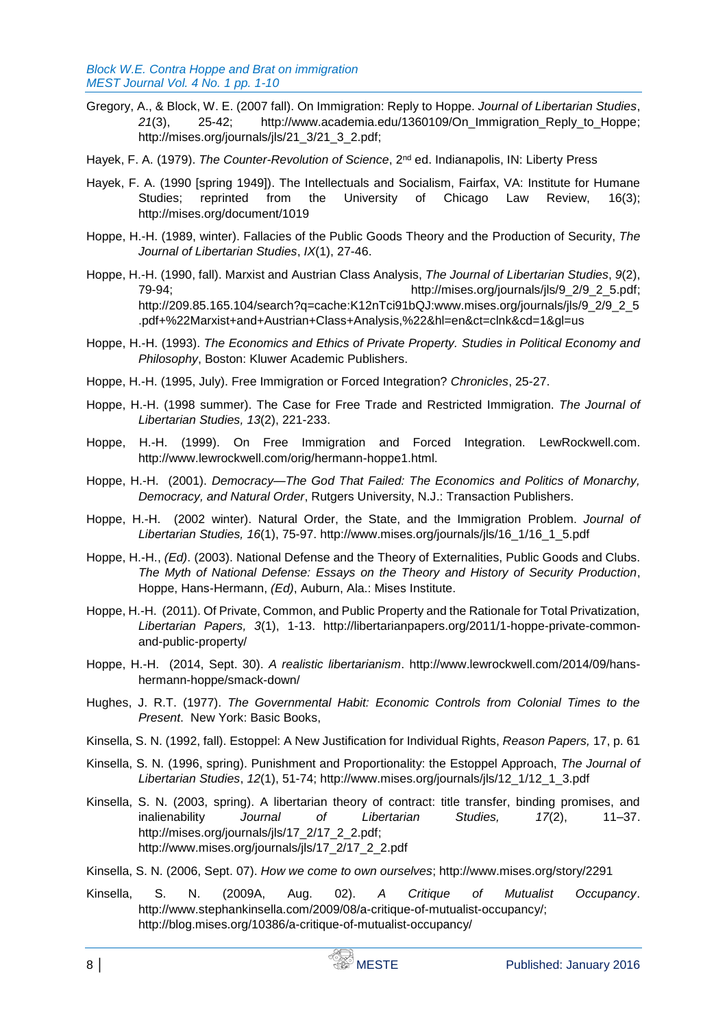Gregory, A., & Block, W. E. (2007 fall). On Immigration: Reply to Hoppe. *Journal of Libertarian Studies*, *21*(3), 25-42; http://www.academia.edu/1360109/On_Immigration_Reply_to_Hoppe; http://mises.org/journals/jls/21_3/21_3_2.pdf;

Hayek, F. A. (1979). *The Counter-Revolution of Science*, 2nd ed. Indianapolis, IN: Liberty Press

Hayek, F. A. (1990 [spring 1949]). The Intellectuals and Socialism, Fairfax, VA: Institute for Humane Studies; reprinted from the University of Chicago Law Review, 16(3); http://mises.org/document/1019

Hoppe, H.-H. (1989, winter). Fallacies of the Public Goods Theory and the Production of Security, *The Journal of Libertarian Studies*, *IX*(1), 27-46.

Hoppe, H.-H. (1990, fall). Marxist and Austrian Class Analysis, *The Journal of Libertarian Studies*, *9*(2), 79-94; http://mises.org/journals/jls/9_2/9_2_5.pdf; http://209.85.165.104/search?q=cache:K12nTci91bQJ:www.mises.org/journals/jls/9_2/9_2_5.pdf+%22Marxist+and+Austrian+Class+Analysis,%22&hl=en&ct=clnk&cd=1&gl=us

Hoppe, H.-H. (1993). *The Economics and Ethics of Private Property. Studies in Political Economy and Philosophy*, Boston: Kluwer Academic Publishers.

Hoppe, H.-H. (1995, July). Free Immigration or Forced Integration? *Chronicles*, 25-27.

Hoppe, H.-H. (1998 summer). The Case for Free Trade and Restricted Immigration. *The Journal of Libertarian Studies, 13*(2), 221-233.

Hoppe, H.-H. (1999). On Free Immigration and Forced Integration. LewRockwell.com. http://www.lewrockwell.com/orig/hermann-hoppe1.html.

Hoppe, H.-H. (2001). *Democracy—The God That Failed: The Economics and Politics of Monarchy, Democracy, and Natural Order*, Rutgers University, N.J.: Transaction Publishers.

Hoppe, H.-H. (2002 winter). Natural Order, the State, and the Immigration Problem. *Journal of Libertarian Studies, 16*(1), 75-97. http://www.mises.org/journals/jls/16_1/16_1_5.pdf

Hoppe, H.-H., *(Ed)*. (2003). National Defense and the Theory of Externalities, Public Goods and Clubs. *The Myth of National Defense: Essays on the Theory and History of Security Production*, Hoppe, Hans-Hermann, *(Ed)*, Auburn, Ala.: Mises Institute.

Hoppe, H.-H. (2011). Of Private, Common, and Public Property and the Rationale for Total Privatization, *Libertarian Papers, 3*(1), 1-13. http://libertarianpapers.org/2011/1-hoppe-private-common-and-public-property/

Hoppe, H.-H. (2014, Sept. 30). *A realistic libertarianism*. http://www.lewrockwell.com/2014/09/hans-hermann-hoppe/smack-down/

Hughes, J. R.T. (1977). *The Governmental Habit: Economic Controls from Colonial Times to the Present*. New York: Basic Books,

Kinsella, S. N. (1992, fall). Estoppel: A New Justification for Individual Rights, *Reason Papers,* 17, p. 61

Kinsella, S. N. (1996, spring). Punishment and Proportionality: the Estoppel Approach, *The Journal of Libertarian Studies*, *12*(1), 51-74; http://www.mises.org/journals/jls/12_1/12_1_3.pdf

Kinsella, S. N. (2003, spring). A libertarian theory of contract: title transfer, binding promises, and inalienability *Journal of Libertarian Studies, 17*(2), 11–37. http://mises.org/journals/jls/17_2/17_2_2.pdf; http://www.mises.org/journals/jls/17_2/17_2_2.pdf

Kinsella, S. N. (2006, Sept. 07). *How we come to own ourselves*; http://www.mises.org/story/2291

Kinsella, S. N. (2009A, Aug. 02). *A Critique of Mutualist Occupancy*. http://www.stephankinsella.com/2009/08/a-critique-of-mutualist-occupancy/; http://blog.mises.org/10386/a-critique-of-mutualist-occupancy/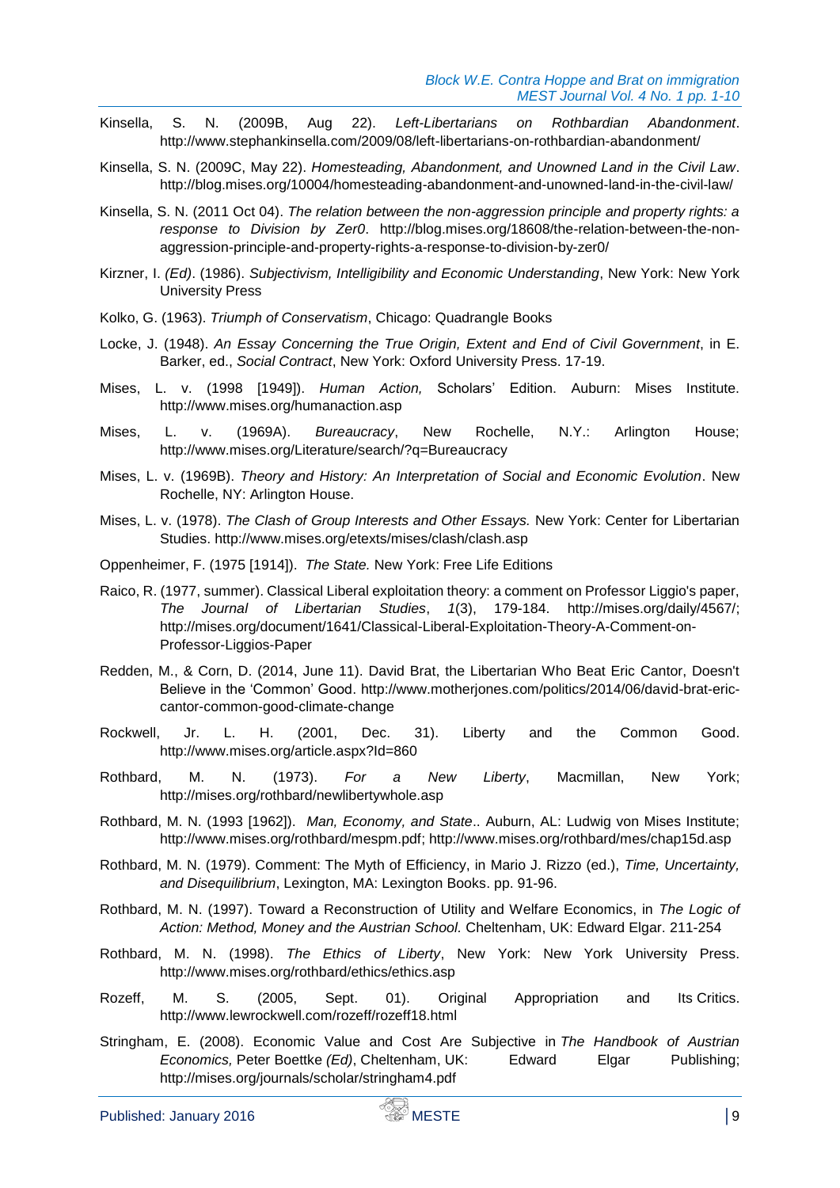Kinsella, S. N. (2009B, Aug 22). *Left-Libertarians on Rothbardian Abandonment*. http://www.stephankinsella.com/2009/08/left-libertarians-on-rothbardian-abandonment/

Kinsella, S. N. (2009C, May 22). *Homesteading, Abandonment, and Unowned Land in the Civil Law*. http://blog.mises.org/10004/homesteading-abandonment-and-unowned-land-in-the-civil-law/

Kinsella, S. N. (2011 Oct 04). *The relation between the non-aggression principle and property rights: a response to Division by Zer0*. http://blog.mises.org/18608/the-relation-between-the-non-aggression-principle-and-property-rights-a-response-to-division-by-zer0/

Kirzner, I. *(Ed)*. (1986). *Subjectivism, Intelligibility and Economic Understanding*, New York: New York University Press

Kolko, G. (1963). *Triumph of Conservatism*, Chicago: Quadrangle Books

Locke, J. (1948). *An Essay Concerning the True Origin, Extent and End of Civil Government*, in E. Barker, ed., *Social Contract*, New York: Oxford University Press. 17-19.

Mises, L. v. (1998 [1949]). *Human Action,* Scholars' Edition. Auburn: Mises Institute. http://www.mises.org/humanaction.asp

Mises, L. v. (1969A). *Bureaucracy*, New Rochelle, N.Y.: Arlington House; http://www.mises.org/Literature/search/?q=Bureaucracy

Mises, L. v. (1969B). *Theory and History: An Interpretation of Social and Economic Evolution*. New Rochelle, NY: Arlington House.

Mises, L. v. (1978). *The Clash of Group Interests and Other Essays.* New York: Center for Libertarian Studies. http://www.mises.org/etexts/mises/clash/clash.asp

Oppenheimer, F. (1975 [1914]). *The State.* New York: Free Life Editions

Raico, R. (1977, summer). Classical Liberal exploitation theory: a comment on Professor Liggio's paper, *The Journal of Libertarian Studies*, *1*(3), 179-184. http://mises.org/daily/4567/; http://mises.org/document/1641/Classical-Liberal-Exploitation-Theory-A-Comment-on-Professor-Liggios-Paper

Redden, M., & Corn, D. (2014, June 11). David Brat, the Libertarian Who Beat Eric Cantor, Doesn't Believe in the 'Common' Good. http://www.motherjones.com/politics/2014/06/david-brat-eric-cantor-common-good-climate-change

Rockwell, Jr. L. H. (2001, Dec. 31). Liberty and the Common Good. http://www.mises.org/article.aspx?Id=860

Rothbard, M. N. (1973). *For a New Liberty*, Macmillan, New York; http://mises.org/rothbard/newlibertywhole.asp

Rothbard, M. N. (1993 [1962]). *Man, Economy, and State*.. Auburn, AL: Ludwig von Mises Institute; http://www.mises.org/rothbard/mespm.pdf; http://www.mises.org/rothbard/mes/chap15d.asp

Rothbard, M. N. (1979). Comment: The Myth of Efficiency, in Mario J. Rizzo (ed.), *Time, Uncertainty, and Disequilibrium*, Lexington, MA: Lexington Books. pp. 91-96.

Rothbard, M. N. (1997). Toward a Reconstruction of Utility and Welfare Economics, in *The Logic of Action: Method, Money and the Austrian School.* Cheltenham, UK: Edward Elgar. 211-254

Rothbard, M. N. (1998). *The Ethics of Liberty*, New York: New York University Press. http://www.mises.org/rothbard/ethics/ethics.asp

Rozeff, M. S. (2005, Sept. 01). Original Appropriation and Its Critics. http://www.lewrockwell.com/rozeff/rozeff18.html

Stringham, E. (2008). Economic Value and Cost Are Subjective in *The Handbook of Austrian Economics,* Peter Boettke *(Ed)*, Cheltenham, UK: Edward Elgar Publishing; http://mises.org/journals/scholar/stringham4.pdf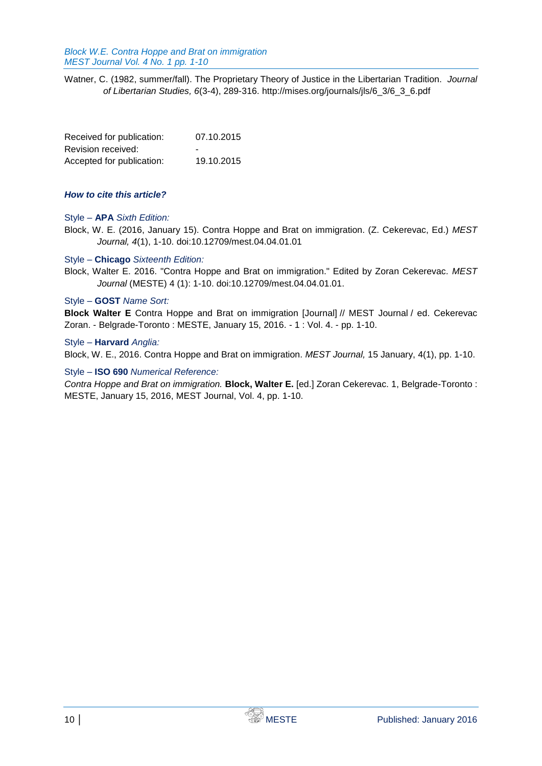Watner, C. (1982, summer/fall). The Proprietary Theory of Justice in the Libertarian Tradition. *Journal of Libertarian Studies, 6*(3-4), 289-316. http://mises.org/journals/jls/6_3/6_3_6.pdf

| | |
|---|---|
| Received for publication: | 07.10.2015 |
| Revision received: | - |
| Accepted for publication: | 19.10.2015 |

***How to cite this article?***

Style – **APA** *Sixth Edition:*

Block, W. E. (2016, January 15). Contra Hoppe and Brat on immigration. (Z. Cekerevac, Ed.) *MEST Journal, 4*(1), 1-10. doi:10.12709/mest.04.04.01.01

Style – **Chicago** *Sixteenth Edition:*

Block, Walter E. 2016. "Contra Hoppe and Brat on immigration." Edited by Zoran Cekerevac. *MEST Journal* (MESTE) 4 (1): 1-10. doi:10.12709/mest.04.04.01.01.

Style – **GOST** *Name Sort:*

**Block Walter E** Contra Hoppe and Brat on immigration [Journal] // MEST Journal / ed. Cekerevac Zoran. - Belgrade-Toronto : MESTE, January 15, 2016. - 1 : Vol. 4. - pp. 1-10.

Style – **Harvard** *Anglia:*

Block, W. E., 2016. Contra Hoppe and Brat on immigration. *MEST Journal,* 15 January, 4(1), pp. 1-10.

Style – **ISO 690** *Numerical Reference:*

*Contra Hoppe and Brat on immigration.* **Block, Walter E.** [ed.] Zoran Cekerevac. 1, Belgrade-Toronto : MESTE, January 15, 2016, MEST Journal, Vol. 4, pp. 1-10.